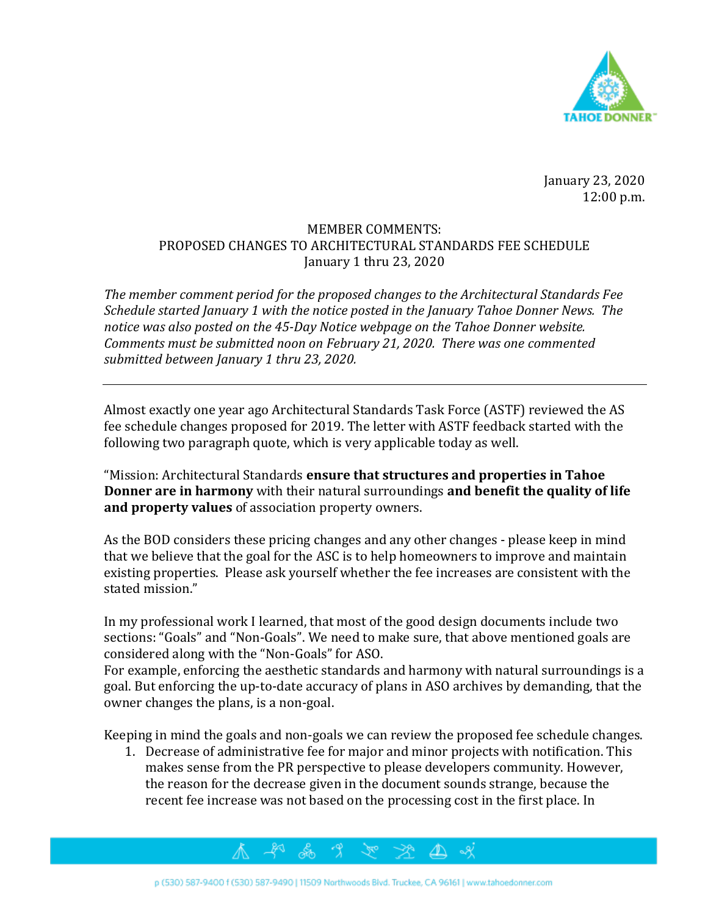January 23, 2020
12:00 p.m.

MEMBER COMMENTS:
PROPOSED CHANGES TO ARCHITECTURAL STANDARDS FEE SCHEDULE
January 1 thru 23, 2020

*The member comment period for the proposed changes to the Architectural Standards Fee Schedule started January 1 with the notice posted in the January Tahoe Donner News. The notice was also posted on the 45-Day Notice webpage on the Tahoe Donner website. Comments must be submitted noon on February 21, 2020. There was one commented submitted between January 1 thru 23, 2020.*

---

Almost exactly one year ago Architectural Standards Task Force (ASTF) reviewed the AS fee schedule changes proposed for 2019. The letter with ASTF feedback started with the following two paragraph quote, which is very applicable today as well.

"Mission: Architectural Standards **ensure that structures and properties in Tahoe Donner are in harmony** with their natural surroundings **and benefit the quality of life and property values** of association property owners.

As the BOD considers these pricing changes and any other changes - please keep in mind that we believe that the goal for the ASC is to help homeowners to improve and maintain existing properties. Please ask yourself whether the fee increases are consistent with the stated mission."

In my professional work I learned, that most of the good design documents include two sections: "Goals" and "Non-Goals". We need to make sure, that above mentioned goals are considered along with the "Non-Goals" for ASO.
For example, enforcing the aesthetic standards and harmony with natural surroundings is a goal. But enforcing the up-to-date accuracy of plans in ASO archives by demanding, that the owner changes the plans, is a non-goal.

Keeping in mind the goals and non-goals we can review the proposed fee schedule changes.

1. Decrease of administrative fee for major and minor projects with notification. This makes sense from the PR perspective to please developers community. However, the reason for the decrease given in the document sounds strange, because the recent fee increase was not based on the processing cost in the first place. In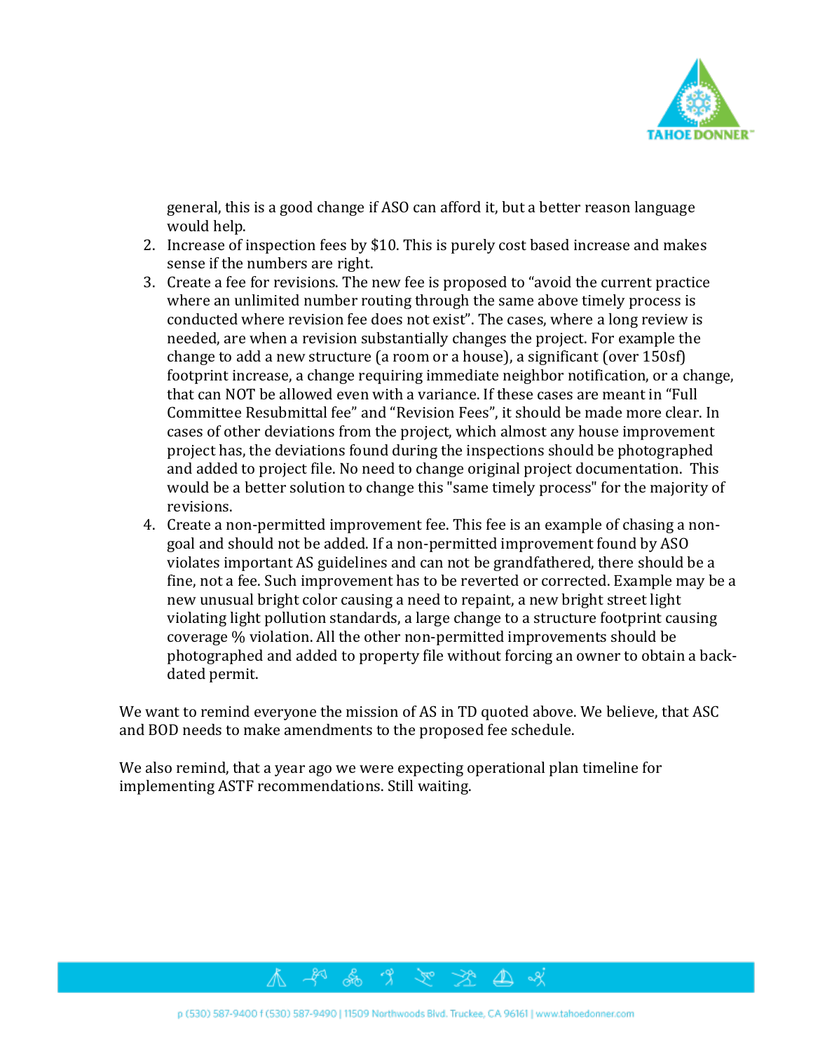general, this is a good change if ASO can afford it, but a better reason language would help.

2. Increase of inspection fees by $10. This is purely cost based increase and makes sense if the numbers are right.
3. Create a fee for revisions. The new fee is proposed to "avoid the current practice where an unlimited number routing through the same above timely process is conducted where revision fee does not exist". The cases, where a long review is needed, are when a revision substantially changes the project. For example the change to add a new structure (a room or a house), a significant (over 150sf) footprint increase, a change requiring immediate neighbor notification, or a change, that can NOT be allowed even with a variance. If these cases are meant in "Full Committee Resubmittal fee" and "Revision Fees", it should be made more clear. In cases of other deviations from the project, which almost any house improvement project has, the deviations found during the inspections should be photographed and added to project file. No need to change original project documentation. This would be a better solution to change this "same timely process" for the majority of revisions.
4. Create a non-permitted improvement fee. This fee is an example of chasing a non-goal and should not be added. If a non-permitted improvement found by ASO violates important AS guidelines and can not be grandfathered, there should be a fine, not a fee. Such improvement has to be reverted or corrected. Example may be a new unusual bright color causing a need to repaint, a new bright street light violating light pollution standards, a large change to a structure footprint causing coverage % violation. All the other non-permitted improvements should be photographed and added to property file without forcing an owner to obtain a back-dated permit.

We want to remind everyone the mission of AS in TD quoted above. We believe, that ASC and BOD needs to make amendments to the proposed fee schedule.

We also remind, that a year ago we were expecting operational plan timeline for implementing ASTF recommendations. Still waiting.